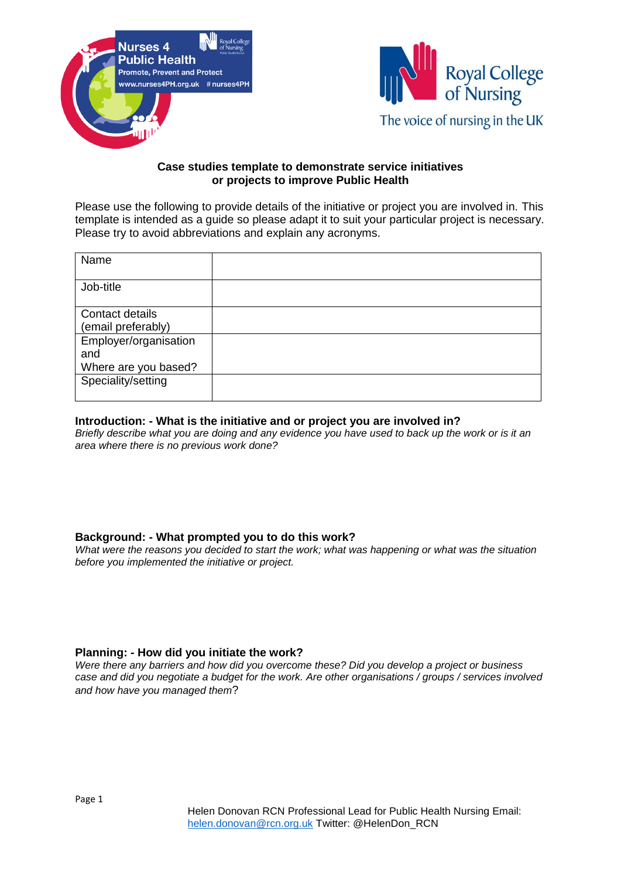**Case studies template to demonstrate service initiatives or projects to improve Public Health**

Please use the following to provide details of the initiative or project you are involved in. This template is intended as a guide so please adapt it to suit your particular project is necessary. Please try to avoid abbreviations and explain any acronyms.

| Name | |
|---|---|
| Job-title | |
| Contact details (email preferably) | |
| Employer/organisation and Where are you based? | |
| Speciality/setting | |

**Introduction: - What is the initiative and or project you are involved in?**
*Briefly describe what you are doing and any evidence you have used to back up the work or is it an area where there is no previous work done?*

**Background: - What prompted you to do this work?**
*What were the reasons you decided to start the work; what was happening or what was the situation before you implemented the initiative or project.*

**Planning: - How did you initiate the work?**
*Were there any barriers and how did you overcome these? Did you develop a project or business case and did you negotiate a budget for the work. Are other organisations / groups / services involved and how have you managed them*?

Helen Donovan RCN Professional Lead for Public Health Nursing Email: helen.donovan@rcn.org.uk Twitter: @HelenDon_RCN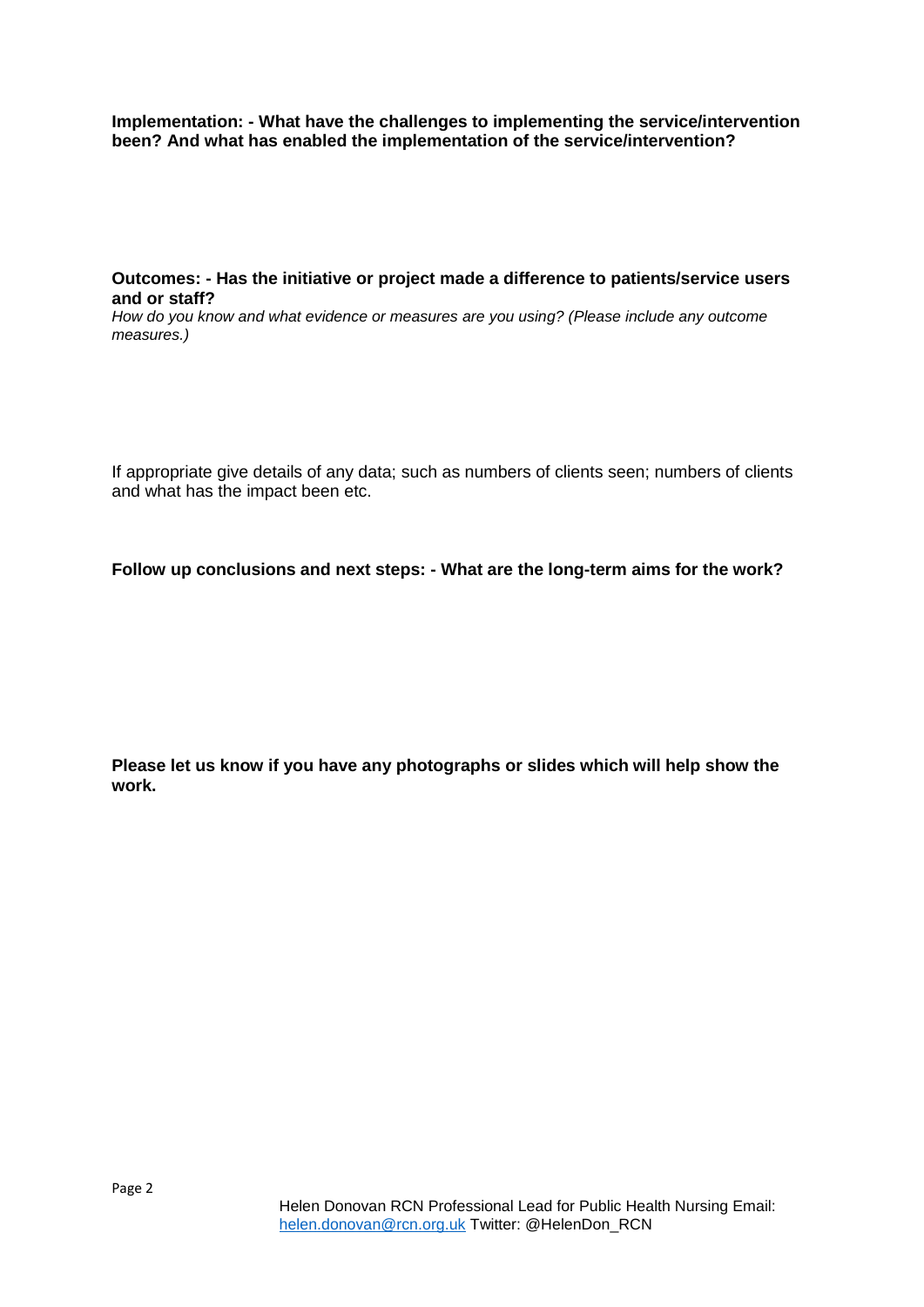**Implementation: - What have the challenges to implementing the service/intervention been? And what has enabled the implementation of the service/intervention?**

**Outcomes: - Has the initiative or project made a difference to patients/service users and or staff?**

*How do you know and what evidence or measures are you using? (Please include any outcome measures.)*

If appropriate give details of any data; such as numbers of clients seen; numbers of clients and what has the impact been etc.

**Follow up conclusions and next steps: - What are the long-term aims for the work?**

**Please let us know if you have any photographs or slides which will help show the work.**